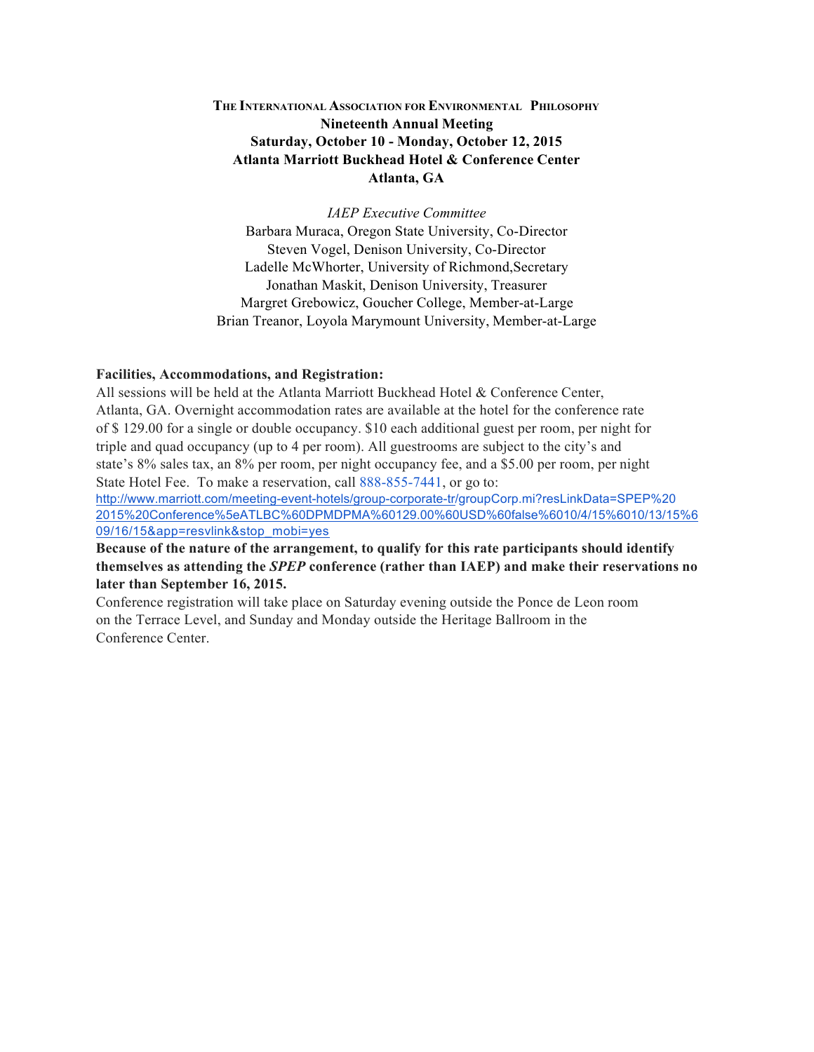# THE INTERNATIONAL ASSOCIATION FOR ENVIRONMENTAL PHILOSOPHY

**Nineteenth Annual Meeting**
**Saturday, October 10 - Monday, October 12, 2015**
**Atlanta Marriott Buckhead Hotel & Conference Center**
**Atlanta, GA**

*IAEP Executive Committee*

Barbara Muraca, Oregon State University, Co-Director
Steven Vogel, Denison University, Co-Director
Ladelle McWhorter, University of Richmond,Secretary
Jonathan Maskit, Denison University, Treasurer
Margret Grebowicz, Goucher College, Member-at-Large
Brian Treanor, Loyola Marymount University, Member-at-Large

**Facilities, Accommodations, and Registration:**

All sessions will be held at the Atlanta Marriott Buckhead Hotel & Conference Center, Atlanta, GA. Overnight accommodation rates are available at the hotel for the conference rate of $ 129.00 for a single or double occupancy. $10 each additional guest per room, per night for triple and quad occupancy (up to 4 per room). All guestrooms are subject to the city's and state's 8% sales tax, an 8% per room, per night occupancy fee, and a $5.00 per room, per night State Hotel Fee. To make a reservation, call 888-855-7441, or go to: http://www.marriott.com/meeting-event-hotels/group-corporate-tr/groupCorp.mi?resLinkData=SPEP%202015%20Conference%5eATLBC%60DPMDPMA%60129.00%60USD%60false%6010/4/15%6010/13/15%609/16/15&app=resvlink&stop_mobi=yes

**Because of the nature of the arrangement, to qualify for this rate participants should identify themselves as attending the *SPEP* conference (rather than IAEP) and make their reservations no later than September 16, 2015.**

Conference registration will take place on Saturday evening outside the Ponce de Leon room on the Terrace Level, and Sunday and Monday outside the Heritage Ballroom in the Conference Center.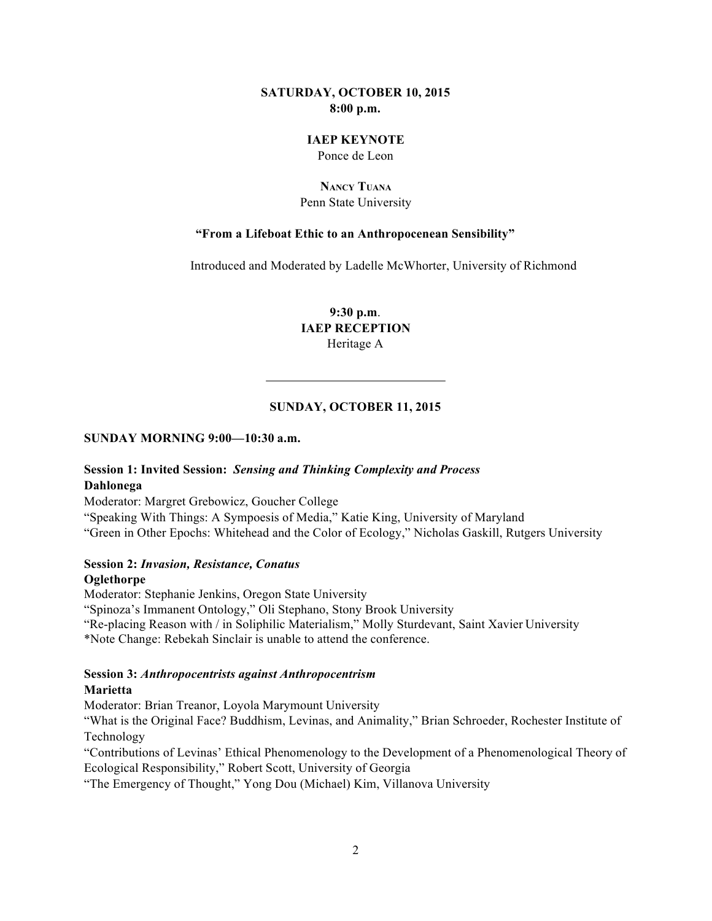**SATURDAY, OCTOBER 10, 2015**
**8:00 p.m.**

**IAEP KEYNOTE**
Ponce de Leon

**NANCY TUANA**
Penn State University

**"From a Lifeboat Ethic to an Anthropocenean Sensibility"**

Introduced and Moderated by Ladelle McWhorter, University of Richmond

**9:30 p.m.**
**IAEP RECEPTION**
Heritage A

---

**SUNDAY, OCTOBER 11, 2015**

**SUNDAY MORNING 9:00—10:30 a.m.**

**Session 1: Invited Session:** ***Sensing and Thinking Complexity and Process***
**Dahlonega**
Moderator: Margret Grebowicz, Goucher College
"Speaking With Things: A Sympoesis of Media," Katie King, University of Maryland
"Green in Other Epochs: Whitehead and the Color of Ecology," Nicholas Gaskill, Rutgers University

**Session 2:** ***Invasion, Resistance, Conatus***
**Oglethorpe**
Moderator: Stephanie Jenkins, Oregon State University
"Spinoza's Immanent Ontology," Oli Stephano, Stony Brook University
"Re-placing Reason with / in Soliphilic Materialism," Molly Sturdevant, Saint Xavier University
*Note Change: Rebekah Sinclair is unable to attend the conference.

**Session 3:** ***Anthropocentrists against Anthropocentrism***
**Marietta**
Moderator: Brian Treanor, Loyola Marymount University
"What is the Original Face? Buddhism, Levinas, and Animality," Brian Schroeder, Rochester Institute of Technology
"Contributions of Levinas' Ethical Phenomenology to the Development of a Phenomenological Theory of Ecological Responsibility," Robert Scott, University of Georgia
"The Emergency of Thought," Yong Dou (Michael) Kim, Villanova University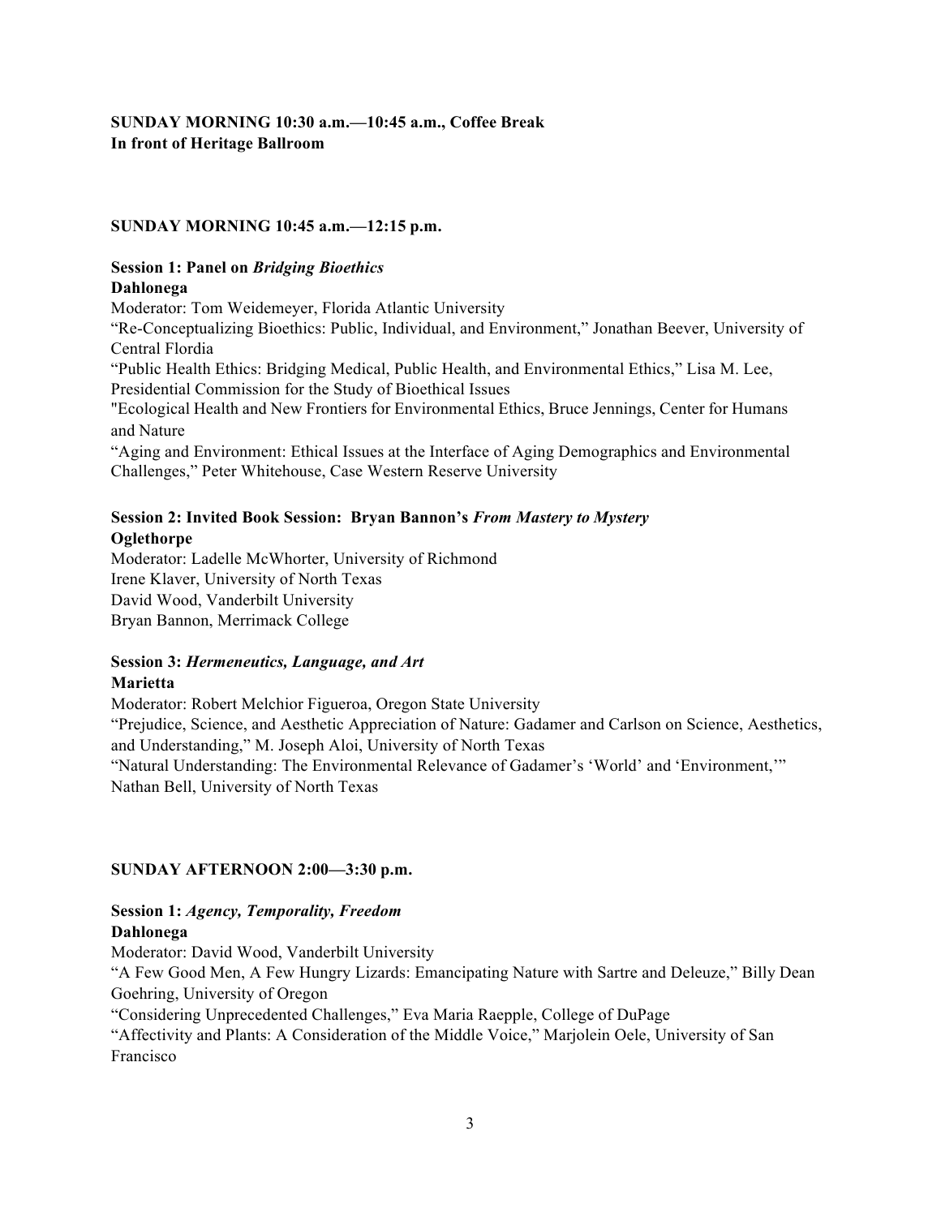**SUNDAY MORNING 10:30 a.m.—10:45 a.m., Coffee Break**
**In front of Heritage Ballroom**

**SUNDAY MORNING 10:45 a.m.—12:15 p.m.**

**Session 1: Panel on *Bridging Bioethics***
**Dahlonega**
Moderator: Tom Weidemeyer, Florida Atlantic University
"Re-Conceptualizing Bioethics: Public, Individual, and Environment," Jonathan Beever, University of Central Flordia
"Public Health Ethics: Bridging Medical, Public Health, and Environmental Ethics," Lisa M. Lee, Presidential Commission for the Study of Bioethical Issues
"Ecological Health and New Frontiers for Environmental Ethics, Bruce Jennings, Center for Humans and Nature
"Aging and Environment: Ethical Issues at the Interface of Aging Demographics and Environmental Challenges," Peter Whitehouse, Case Western Reserve University

**Session 2: Invited Book Session: Bryan Bannon's *From Mastery to Mystery***
**Oglethorpe**
Moderator: Ladelle McWhorter, University of Richmond
Irene Klaver, University of North Texas
David Wood, Vanderbilt University
Bryan Bannon, Merrimack College

**Session 3: *Hermeneutics, Language, and Art***
**Marietta**
Moderator: Robert Melchior Figueroa, Oregon State University
"Prejudice, Science, and Aesthetic Appreciation of Nature: Gadamer and Carlson on Science, Aesthetics, and Understanding," M. Joseph Aloi, University of North Texas
"Natural Understanding: The Environmental Relevance of Gadamer's 'World' and 'Environment,'" Nathan Bell, University of North Texas

**SUNDAY AFTERNOON 2:00—3:30 p.m.**

**Session 1: *Agency, Temporality, Freedom***
**Dahlonega**
Moderator: David Wood, Vanderbilt University
"A Few Good Men, A Few Hungry Lizards: Emancipating Nature with Sartre and Deleuze," Billy Dean Goehring, University of Oregon
"Considering Unprecedented Challenges," Eva Maria Raepple, College of DuPage
"Affectivity and Plants: A Consideration of the Middle Voice," Marjolein Oele, University of San Francisco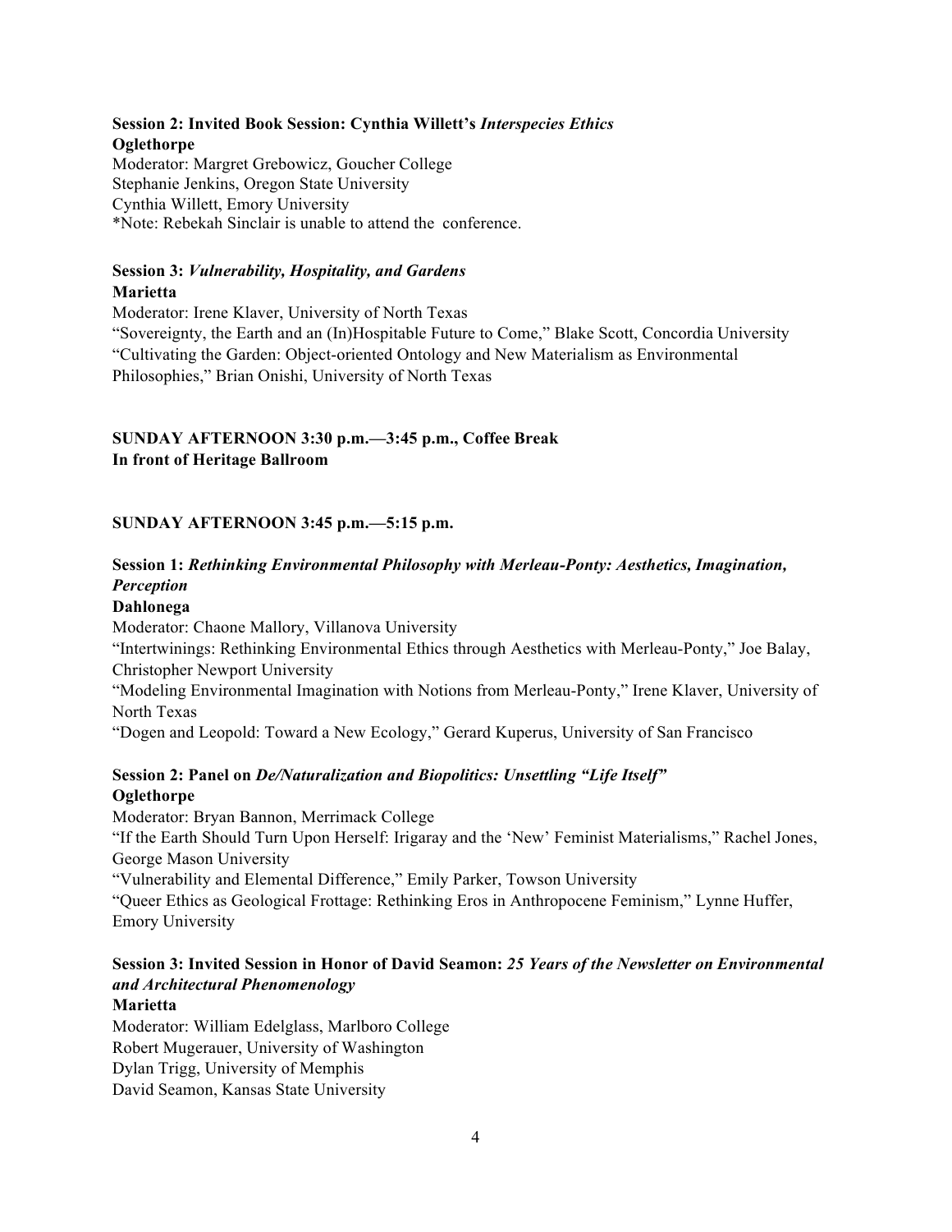**Session 2: Invited Book Session: Cynthia Willett's *Interspecies Ethics***
**Oglethorpe**
Moderator: Margret Grebowicz, Goucher College
Stephanie Jenkins, Oregon State University
Cynthia Willett, Emory University
*Note: Rebekah Sinclair is unable to attend the conference.

**Session 3: *Vulnerability, Hospitality, and Gardens***
**Marietta**
Moderator: Irene Klaver, University of North Texas
"Sovereignty, the Earth and an (In)Hospitable Future to Come," Blake Scott, Concordia University
"Cultivating the Garden: Object-oriented Ontology and New Materialism as Environmental Philosophies," Brian Onishi, University of North Texas

**SUNDAY AFTERNOON 3:30 p.m.—3:45 p.m., Coffee Break**
**In front of Heritage Ballroom**

**SUNDAY AFTERNOON 3:45 p.m.—5:15 p.m.**

**Session 1: *Rethinking Environmental Philosophy with Merleau-Ponty: Aesthetics, Imagination, Perception***
**Dahlonega**
Moderator: Chaone Mallory, Villanova University
"Intertwinings: Rethinking Environmental Ethics through Aesthetics with Merleau-Ponty," Joe Balay, Christopher Newport University
"Modeling Environmental Imagination with Notions from Merleau-Ponty," Irene Klaver, University of North Texas
"Dogen and Leopold: Toward a New Ecology," Gerard Kuperus, University of San Francisco

**Session 2: Panel on *De/Naturalization and Biopolitics: Unsettling "Life Itself"***
**Oglethorpe**
Moderator: Bryan Bannon, Merrimack College
"If the Earth Should Turn Upon Herself: Irigaray and the 'New' Feminist Materialisms," Rachel Jones, George Mason University
"Vulnerability and Elemental Difference," Emily Parker, Towson University
"Queer Ethics as Geological Frottage: Rethinking Eros in Anthropocene Feminism," Lynne Huffer, Emory University

**Session 3: Invited Session in Honor of David Seamon: *25 Years of the Newsletter on Environmental and Architectural Phenomenology***
**Marietta**
Moderator: William Edelglass, Marlboro College
Robert Mugerauer, University of Washington
Dylan Trigg, University of Memphis
David Seamon, Kansas State University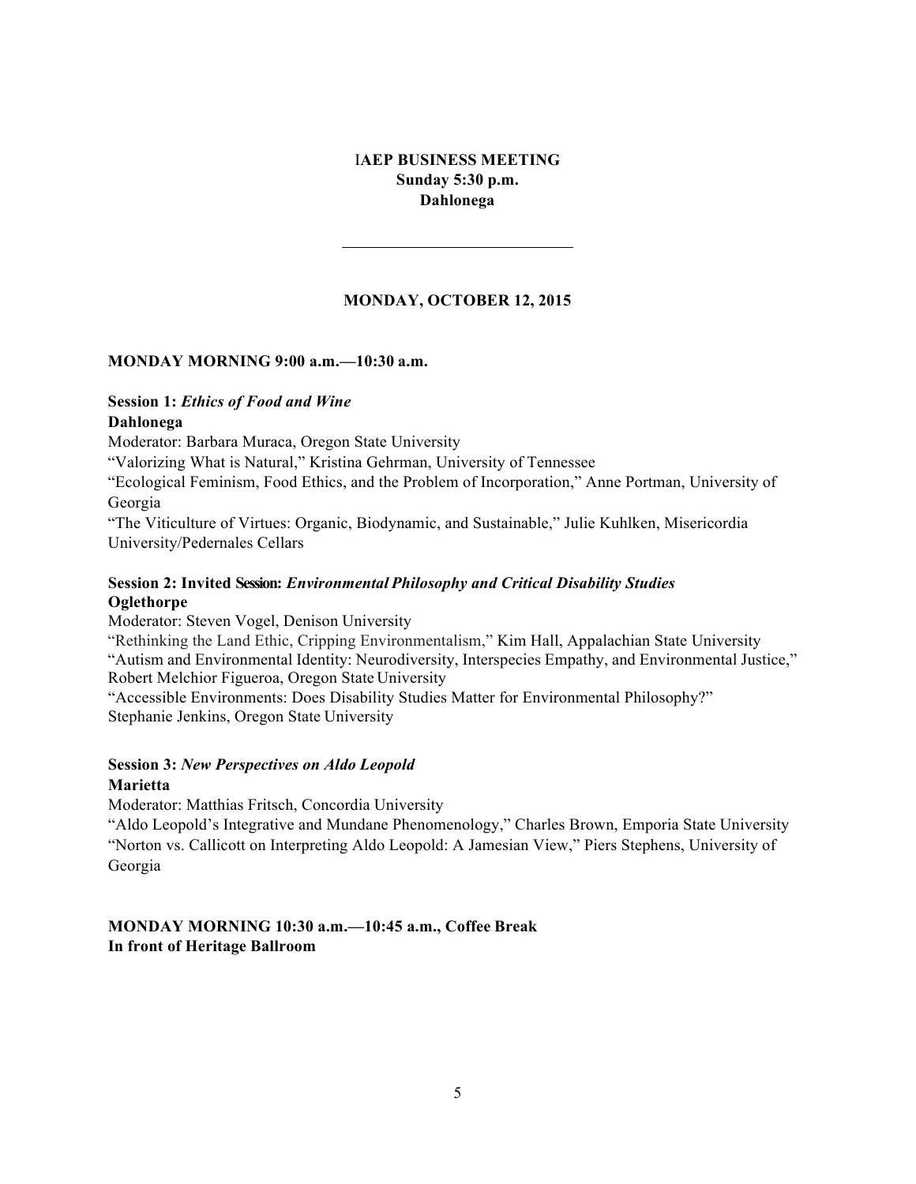**IAEP BUSINESS MEETING**
**Sunday 5:30 p.m.**
**Dahlonega**

---

## MONDAY, OCTOBER 12, 2015

### MONDAY MORNING 9:00 a.m.—10:30 a.m.

**Session 1:** ***Ethics of Food and Wine***
**Dahlonega**
Moderator: Barbara Muraca, Oregon State University
"Valorizing What is Natural," Kristina Gehrman, University of Tennessee
"Ecological Feminism, Food Ethics, and the Problem of Incorporation," Anne Portman, University of Georgia
"The Viticulture of Virtues: Organic, Biodynamic, and Sustainable," Julie Kuhlken, Misericordia University/Pedernales Cellars

**Session 2: Invited Session:** ***Environmental Philosophy and Critical Disability Studies***
**Oglethorpe**
Moderator: Steven Vogel, Denison University
"Rethinking the Land Ethic, Cripping Environmentalism," Kim Hall, Appalachian State University
"Autism and Environmental Identity: Neurodiversity, Interspecies Empathy, and Environmental Justice," Robert Melchior Figueroa, Oregon State University
"Accessible Environments: Does Disability Studies Matter for Environmental Philosophy?" Stephanie Jenkins, Oregon State University

**Session 3:** ***New Perspectives on Aldo Leopold***
**Marietta**
Moderator: Matthias Fritsch, Concordia University
"Aldo Leopold's Integrative and Mundane Phenomenology," Charles Brown, Emporia State University
"Norton vs. Callicott on Interpreting Aldo Leopold: A Jamesian View," Piers Stephens, University of Georgia

**MONDAY MORNING 10:30 a.m.—10:45 a.m., Coffee Break**
**In front of Heritage Ballroom**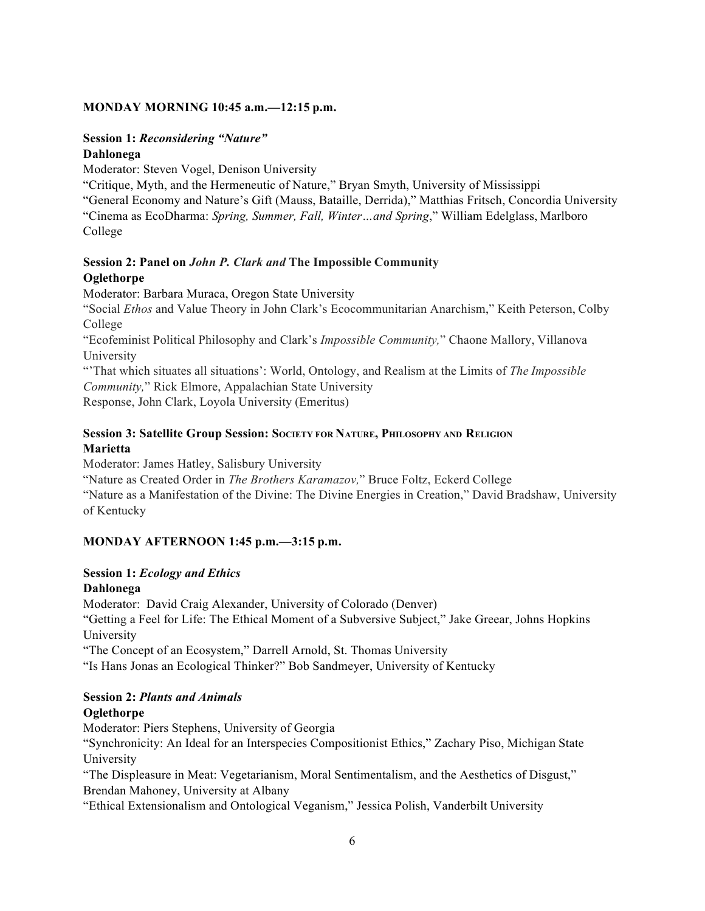## MONDAY MORNING 10:45 a.m.—12:15 p.m.

**Session 1:** ***Reconsidering "Nature"***
**Dahlonega**
Moderator: Steven Vogel, Denison University
"Critique, Myth, and the Hermeneutic of Nature," Bryan Smyth, University of Mississippi
"General Economy and Nature's Gift (Mauss, Bataille, Derrida)," Matthias Fritsch, Concordia University
"Cinema as EcoDharma: *Spring, Summer, Fall, Winter…and Spring*," William Edelglass, Marlboro College

**Session 2: Panel on *John P. Clark and* The Impossible Community**
**Oglethorpe**
Moderator: Barbara Muraca, Oregon State University
"Social *Ethos* and Value Theory in John Clark's Ecocommunitarian Anarchism," Keith Peterson, Colby College
"Ecofeminist Political Philosophy and Clark's *Impossible Community,*" Chaone Mallory, Villanova University
"'That which situates all situations': World, Ontology, and Realism at the Limits of *The Impossible Community,*" Rick Elmore, Appalachian State University
Response, John Clark, Loyola University (Emeritus)

**Session 3: Satellite Group Session: SOCIETY FOR NATURE, PHILOSOPHY AND RELIGION**
**Marietta**
Moderator: James Hatley, Salisbury University
"Nature as Created Order in *The Brothers Karamazov,*" Bruce Foltz, Eckerd College
"Nature as a Manifestation of the Divine: The Divine Energies in Creation," David Bradshaw, University of Kentucky

## MONDAY AFTERNOON 1:45 p.m.—3:15 p.m.

**Session 1:** ***Ecology and Ethics***
**Dahlonega**
Moderator: David Craig Alexander, University of Colorado (Denver)
"Getting a Feel for Life: The Ethical Moment of a Subversive Subject," Jake Greear, Johns Hopkins University
"The Concept of an Ecosystem," Darrell Arnold, St. Thomas University
"Is Hans Jonas an Ecological Thinker?" Bob Sandmeyer, University of Kentucky

**Session 2:** ***Plants and Animals***
**Oglethorpe**
Moderator: Piers Stephens, University of Georgia
"Synchronicity: An Ideal for an Interspecies Compositionist Ethics," Zachary Piso, Michigan State University
"The Displeasure in Meat: Vegetarianism, Moral Sentimentalism, and the Aesthetics of Disgust," Brendan Mahoney, University at Albany
"Ethical Extensionalism and Ontological Veganism," Jessica Polish, Vanderbilt University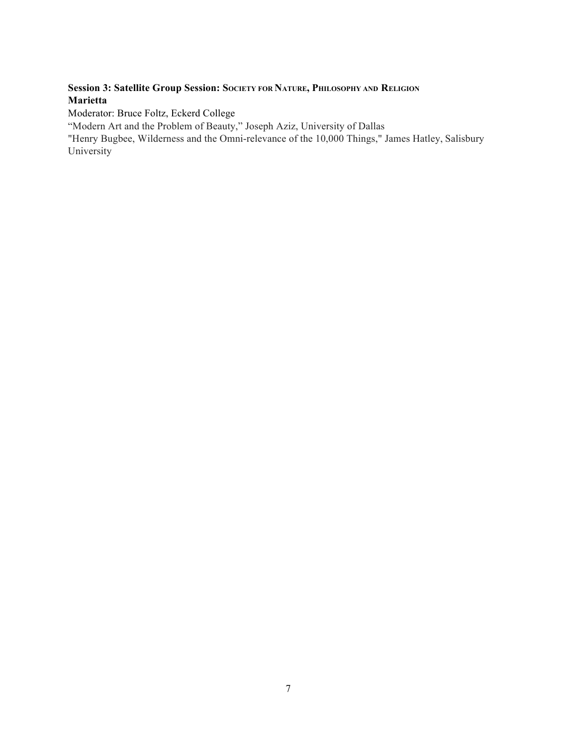**Session 3: Satellite Group Session: SOCIETY FOR NATURE, PHILOSOPHY AND RELIGION**
**Marietta**

Moderator: Bruce Foltz, Eckerd College

"Modern Art and the Problem of Beauty," Joseph Aziz, University of Dallas

"Henry Bugbee, Wilderness and the Omni-relevance of the 10,000 Things," James Hatley, Salisbury University